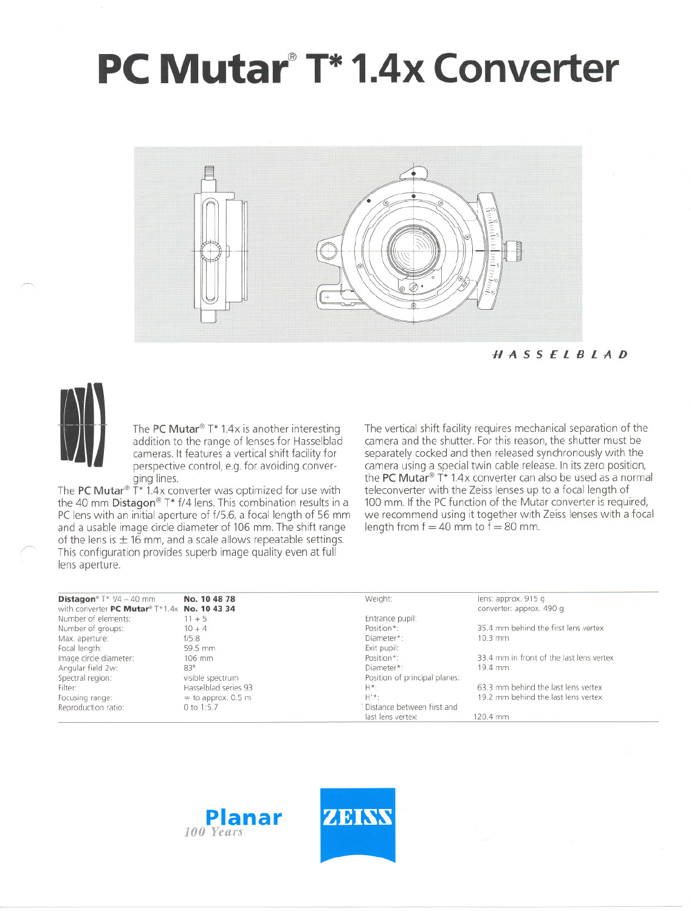# PC Mutar® T* 1.4x Converter

HASSELBLAD

The **PC Mutar**® T* 1.4x is another interesting addition to the range of lenses for Hasselblad cameras. It features a vertical shift facility for perspective control, e.g. for avoiding converging lines.

The **PC Mutar**® T* 1.4x converter was optimized for use with the 40 mm **Distagon**® T* f/4 lens. This combination results in a PC lens with an initial aperture of f/5.6, a focal length of 56 mm and a usable image circle diameter of 106 mm. The shift range of the lens is ± 16 mm, and a scale allows repeatable settings. This configuration provides superb image quality even at full lens aperture.

The vertical shift facility requires mechanical separation of the camera and the shutter. For this reason, the shutter must be separately cocked and then released synchronously with the camera using a special twin cable release. In its zero position, the **PC Mutar**® T* 1.4x converter can also be used as a normal teleconverter with the Zeiss lenses up to a focal length of 100 mm. If the PC function of the Mutar converter is required, we recommend using it together with Zeiss lenses with a focal length from f = 40 mm to f = 80 mm.

| **Distagon**® T* f/4 – 40 mm | **No. 10 48 78** |
|---|---|
| with converter **PC Mutar**® T* 1.4x | **No. 10 43 34** |
| Number of elements: | 11 + 5 |
| Number of groups: | 10 + 4 |
| Max. aperture: | f/5.8 |
| Focal length: | 59.5 mm |
| Image circle diameter: | 106 mm |
| Angular field 2w: | 83° |
| Spectral region: | visible spectrum |
| Filter: | Hasselblad series 93 |
| Focusing range: | ∞ to approx. 0.5 m |
| Reproduction ratio: | 0 to 1:5.7 |

| Weight: | lens: approx. 915 g<br>converter: approx. 490 g |
|---|---|
| Entrance pupil: | |
| Position*: | 35.4 mm behind the first lens vertex |
| Diameter*: | 10.3 mm |
| Exit pupil: | |
| Position*: | 33.4 mm in front of the last lens vertex |
| Diameter*: | 19.4 mm |
| Position of principal planes: | |
| H*: | 63.3 mm behind the last lens vertex |
| H'*: | 19.2 mm behind the last lens vertex |
| Distance between first and last lens vertex: | 120.4 mm |

Planar
100 Years

ZEISS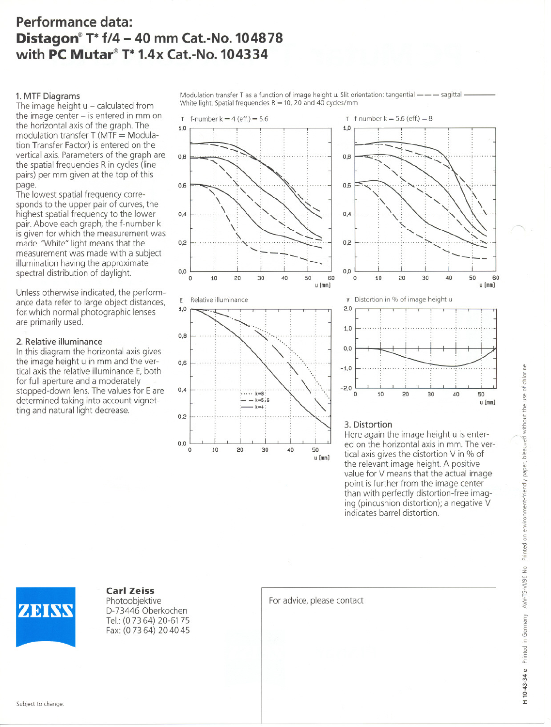# Performance data:
# **Distagon® T* f/4 – 40 mm Cat.-No. 104878 with PC Mutar® T* 1.4x Cat.-No. 104334**

## 1. MTF Diagrams

The image height u – calculated from the image center – is entered in mm on the horizontal axis of the graph. The modulation transfer T (MTF = Modulation Transfer Factor) is entered on the vertical axis. Parameters of the graph are the spatial frequencies R in cycles (line pairs) per mm given at the top of this page.

The lowest spatial frequency corresponds to the upper pair of curves, the highest spatial frequency to the lower pair. Above each graph, the f-number k is given for which the measurement was made. "White" light means that the measurement was made with a subject illumination having the approximate spectral distribution of daylight.

Unless otherwise indicated, the performance data refer to large object distances, for which normal photographic lenses are primarily used.

## 2. Relative illuminance

In this diagram the horizontal axis gives the image height u in mm and the vertical axis the relative illuminance E, both for full aperture and a moderately stopped-down lens. The values for E are determined taking into account vignetting and natural light decrease.

Modulation transfer T as a function of image height u. Slit orientation: tangential – – – sagittal ———
White light. Spatial frequencies R = 10, 20 and 40 cycles/mm

T f-number k = 4 (eff.) = 5.6

1,0
0,8
0,6
0,4
0,2
0,0
0 10 20 30 40 50 60
u [mm]

T f-number k = 5.6 (eff.) = 8

1,0
0,8
0,6
0,4
0,2
0,0
0 10 20 30 40 50 60
u [mm]

E Relative illuminance

1,0
0,8
0,6
0,4
0,2
0,0
0 10 20 30 40 50
u [mm]

k=8
k=5.6
k=4

V Distortion in % of image height u

2,0
1,0
0,0
-1,0
-2,0
0 10 20 30 40 50
u [mm]

## 3. Distortion

Here again the image height u is entered on the horizontal axis in mm. The vertical axis gives the distortion V in % of the relative image height. A positive value for V means that the actual image point is further from the image center than with perfectly distortion-free imaging (pincushion distortion); a negative V indicates barrel distortion.

ZEISS

**Carl Zeiss**
Photoobjektive
D-73446 Oberkochen
Tel.: (0 73 64) 20-61 75
Fax: (0 73 64) 20 40 45

For advice, please contact

Subject to change.

**H 10-43-34 e** Printed in Germany AW-TS-V/96 No Printed on environment-friendly paper, bleached without the use of chlorine